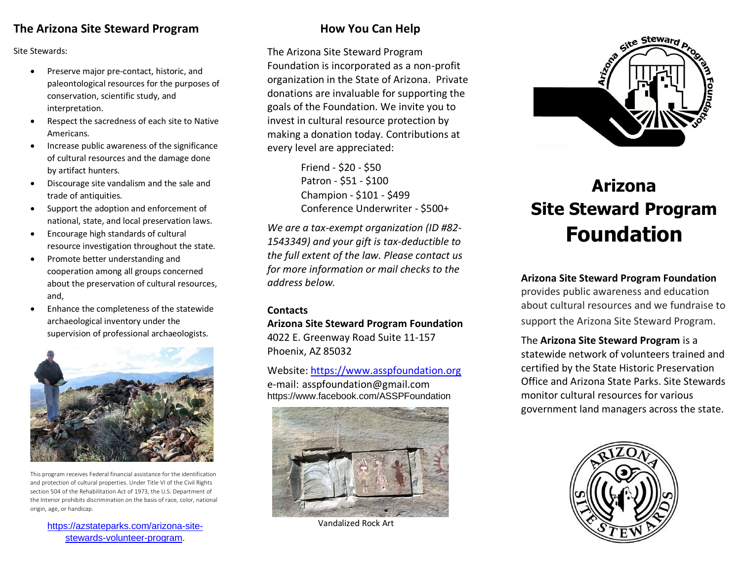## The Arizona Site Steward Program

Site Stewards:

- Preserve major pre-contact, historic, and paleontological resources for the purposes of conservation, scientific study, and interpretation.
- Respect the sacredness of each site to Native Americans.
- Increase public awareness of the significance of cultural resources and the damage done by artifact hunters.
- Discourage site vandalism and the sale and trade of antiquities.
- Support the adoption and enforcement of national, state, and local preservation laws.
- Encourage high standards of cultural resource investigation throughout the state.
- Promote better understanding and cooperation among all groups concerned about the preservation of cultural resources, and,
- Enhance the completeness of the statewide archaeological inventory under the supervision of professional archaeologists.

This program receives Federal financial assistance for the identification and protection of cultural properties. Under Title VI of the Civil Rights section 504 of the Rehabilitation Act of 1973, the U.S. Department of the Interior prohibits discrimination on the basis of race, color, national origin, age, or handicap.

https://azstateparks.com/arizona-site-stewards-volunteer-program.

## How You Can Help

The Arizona Site Steward Program Foundation is incorporated as a non-profit organization in the State of Arizona. Private donations are invaluable for supporting the goals of the Foundation. We invite you to invest in cultural resource protection by making a donation today. Contributions at every level are appreciated:

Friend - $20 - $50
Patron - $51 - $100
Champion - $101 - $499
Conference Underwriter - $500+

*We are a tax-exempt organization (ID #82-1543349) and your gift is tax-deductible to the full extent of the law. Please contact us for more information or mail checks to the address below.*

**Contacts**

**Arizona Site Steward Program Foundation**
4022 E. Greenway Road Suite 11-157
Phoenix, AZ 85032

Website: https://www.asspfoundation.org
e-mail: asspfoundation@gmail.com
https://www.facebook.com/ASSPFoundation

Vandalized Rock Art

# Arizona Site Steward Program Foundation

**Arizona Site Steward Program Foundation** provides public awareness and education about cultural resources and we fundraise to support the Arizona Site Steward Program.

The **Arizona Site Steward Program** is a statewide network of volunteers trained and certified by the State Historic Preservation Office and Arizona State Parks. Site Stewards monitor cultural resources for various government land managers across the state.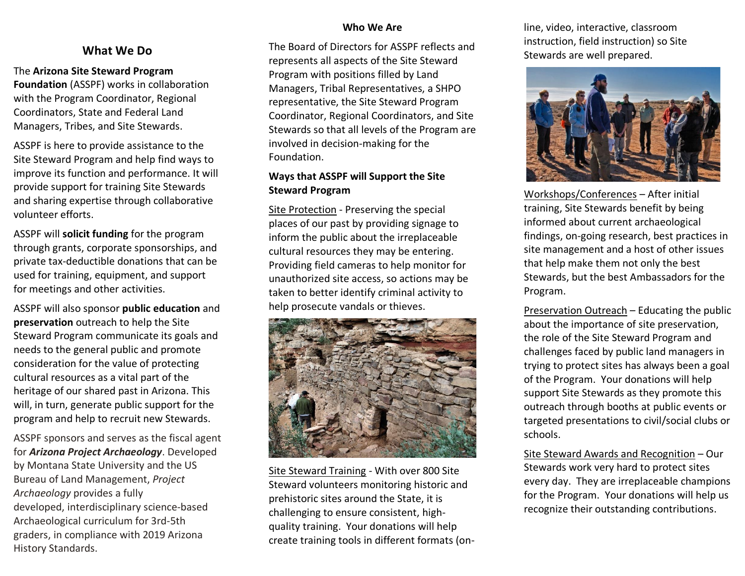## What We Do

The **Arizona Site Steward Program Foundation** (ASSPF) works in collaboration with the Program Coordinator, Regional Coordinators, State and Federal Land Managers, Tribes, and Site Stewards.

ASSPF is here to provide assistance to the Site Steward Program and help find ways to improve its function and performance. It will provide support for training Site Stewards and sharing expertise through collaborative volunteer efforts.

ASSPF will **solicit funding** for the program through grants, corporate sponsorships, and private tax-deductible donations that can be used for training, equipment, and support for meetings and other activities.

ASSPF will also sponsor **public education** and **preservation** outreach to help the Site Steward Program communicate its goals and needs to the general public and promote consideration for the value of protecting cultural resources as a vital part of the heritage of our shared past in Arizona. This will, in turn, generate public support for the program and help to recruit new Stewards.

ASSPF sponsors and serves as the fiscal agent for ***Arizona Project Archaeology***. Developed by Montana State University and the US Bureau of Land Management, *Project Archaeology* provides a fully developed, interdisciplinary science-based Archaeological curriculum for 3rd-5th graders, in compliance with 2019 Arizona History Standards.

### Who We Are

The Board of Directors for ASSPF reflects and represents all aspects of the Site Steward Program with positions filled by Land Managers, Tribal Representatives, a SHPO representative, the Site Steward Program Coordinator, Regional Coordinators, and Site Stewards so that all levels of the Program are involved in decision-making for the Foundation.

### Ways that ASSPF will Support the Site Steward Program

Site Protection - Preserving the special places of our past by providing signage to inform the public about the irreplaceable cultural resources they may be entering. Providing field cameras to help monitor for unauthorized site access, so actions may be taken to better identify criminal activity to help prosecute vandals or thieves.

Site Steward Training - With over 800 Site Steward volunteers monitoring historic and prehistoric sites around the State, it is challenging to ensure consistent, high-quality training. Your donations will help create training tools in different formats (on-line, video, interactive, classroom instruction, field instruction) so Site Stewards are well prepared.

Workshops/Conferences – After initial training, Site Stewards benefit by being informed about current archaeological findings, on-going research, best practices in site management and a host of other issues that help make them not only the best Stewards, but the best Ambassadors for the Program.

Preservation Outreach – Educating the public about the importance of site preservation, the role of the Site Steward Program and challenges faced by public land managers in trying to protect sites has always been a goal of the Program. Your donations will help support Site Stewards as they promote this outreach through booths at public events or targeted presentations to civil/social clubs or schools.

Site Steward Awards and Recognition – Our Stewards work very hard to protect sites every day. They are irreplaceable champions for the Program. Your donations will help us recognize their outstanding contributions.